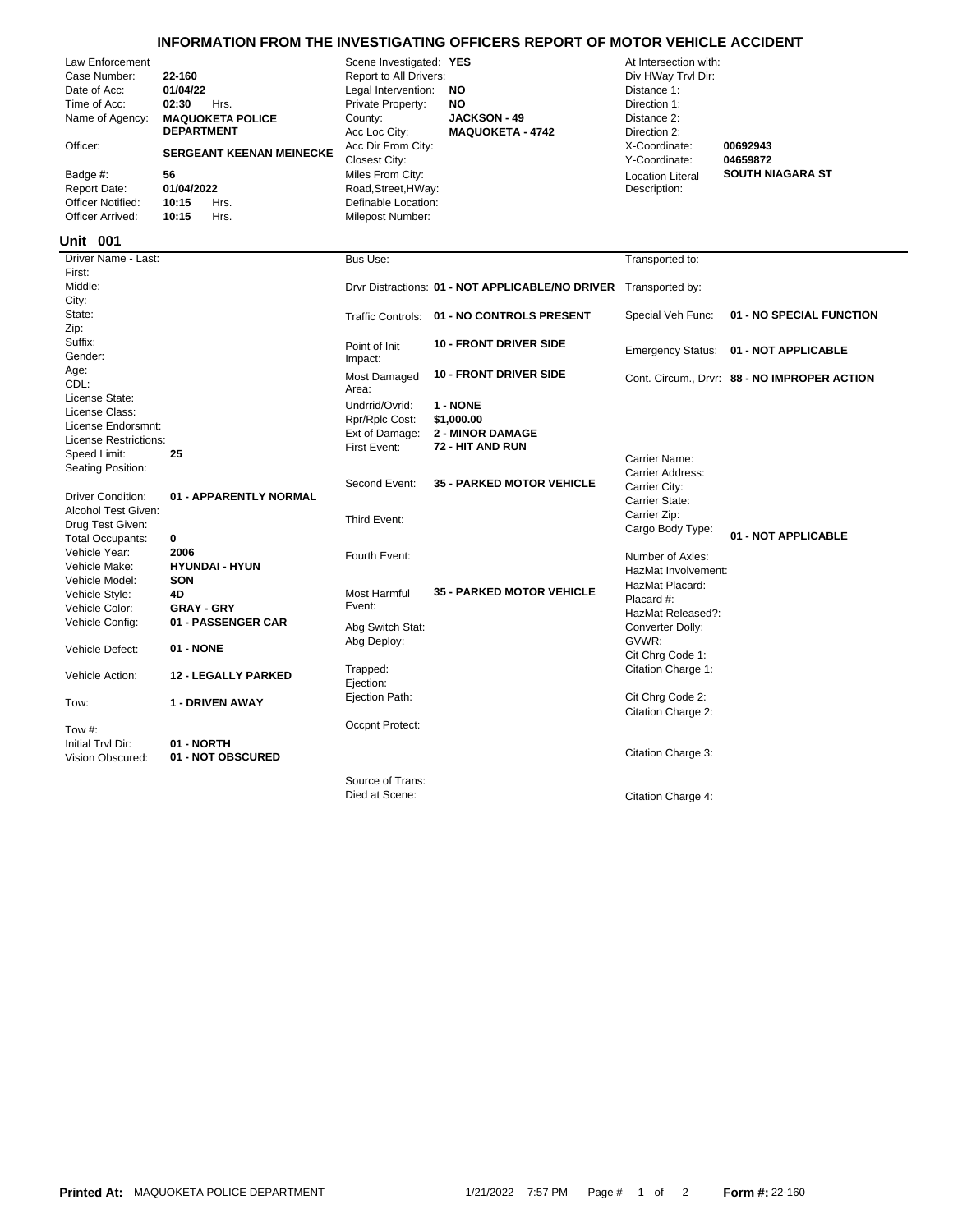# INFORMATION FROM THE INVESTIGATING OFFICERS REPORT OF MOTOR VEHICLE ACCIDENT

| | | | | | |
|---|---|---|---|---|---|
| Law Enforcement | | Scene Investigated: | YES | At Intersection with: | |
| Case Number: | 22-160 | Report to All Drivers: | | Div HWay Trvl Dir: | |
| Date of Acc: | 01/04/22 | Legal Intervention: | NO | Distance 1: | |
| Time of Acc: | 02:30 Hrs. | Private Property: | NO | Direction 1: | |
| Name of Agency: | MAQUOKETA POLICE DEPARTMENT | County: | JACKSON - 49 | Distance 2: | |
| | | Acc Loc City: | MAQUOKETA - 4742 | Direction 2: | |
| Officer: | SERGEANT KEENAN MEINECKE | Acc Dir From City: | | X-Coordinate: | 00692943 |
| | | Closest City: | | Y-Coordinate: | 04659872 |
| Badge #: | 56 | Miles From City: | | Location Literal Description: | SOUTH NIAGARA ST |
| Report Date: | 01/04/2022 | Road,Street,HWay: | | | |
| Officer Notified: | 10:15 Hrs. | Definable Location: | | | |
| Officer Arrived: | 10:15 Hrs. | Milepost Number: | | | |

## Unit 001

| | | | | | |
|---|---|---|---|---|---|
| Driver Name - Last: | | Bus Use: | | Transported to: | |
| First: | | | | | |
| Middle: | | Drvr Distractions: | 01 - NOT APPLICABLE/NO DRIVER | Transported by: | |
| City: | | | | | |
| State: | | Traffic Controls: | 01 - NO CONTROLS PRESENT | Special Veh Func: | 01 - NO SPECIAL FUNCTION |
| Zip: | | | | | |
| Suffix: | | Point of Init Impact: | 10 - FRONT DRIVER SIDE | Emergency Status: | 01 - NOT APPLICABLE |
| Gender: | | | | | |
| Age: | | Most Damaged Area: | 10 - FRONT DRIVER SIDE | Cont. Circum., Drvr: | 88 - NO IMPROPER ACTION |
| CDL: | | | | | |
| License State: | | Undrrid/Ovrid: | 1 - NONE | | |
| License Class: | | Rpr/Rplc Cost: | $1,000.00 | | |
| License Endorsmnt: | | Ext of Damage: | 2 - MINOR DAMAGE | | |
| License Restrictions: | | First Event: | 72 - HIT AND RUN | | |
| Speed Limit: | 25 | | | Carrier Name: | |
| Seating Position: | | | | Carrier Address: | |
| | | Second Event: | 35 - PARKED MOTOR VEHICLE | Carrier City: | |
| Driver Condition: | 01 - APPARENTLY NORMAL | | | Carrier State: | |
| Alcohol Test Given: | | Third Event: | | Carrier Zip: | |
| Drug Test Given: | | | | Cargo Body Type: | 01 - NOT APPLICABLE |
| Total Occupants: | 0 | | | | |
| Vehicle Year: | 2006 | Fourth Event: | | Number of Axles: | |
| Vehicle Make: | HYUNDAI - HYUN | | | HazMat Involvement: | |
| Vehicle Model: | SON | | | HazMat Placard: | |
| Vehicle Style: | 4D | Most Harmful Event: | 35 - PARKED MOTOR VEHICLE | Placard #: | |
| Vehicle Color: | GRAY - GRY | | | HazMat Released?: | |
| Vehicle Config: | 01 - PASSENGER CAR | Abg Switch Stat: | | Converter Dolly: | |
| Vehicle Defect: | 01 - NONE | Abg Deploy: | | GVWR: | |
| | | | | Cit Chrg Code 1: | |
| Vehicle Action: | 12 - LEGALLY PARKED | Trapped: | | Citation Charge 1: | |
| | | Ejection: | | | |
| Tow: | 1 - DRIVEN AWAY | Ejection Path: | | Cit Chrg Code 2: | |
| | | | | Citation Charge 2: | |
| Tow #: | | Occpnt Protect: | | | |
| Initial Trvl Dir: | 01 - NORTH | | | Citation Charge 3: | |
| Vision Obscured: | 01 - NOT OBSCURED | | | | |
| | | Source of Trans: | | | |
| | | Died at Scene: | | Citation Charge 4: | |

**Printed At:** MAQUOKETA POLICE DEPARTMENT 1/21/2022 7:57 PM **Form #:** 22-160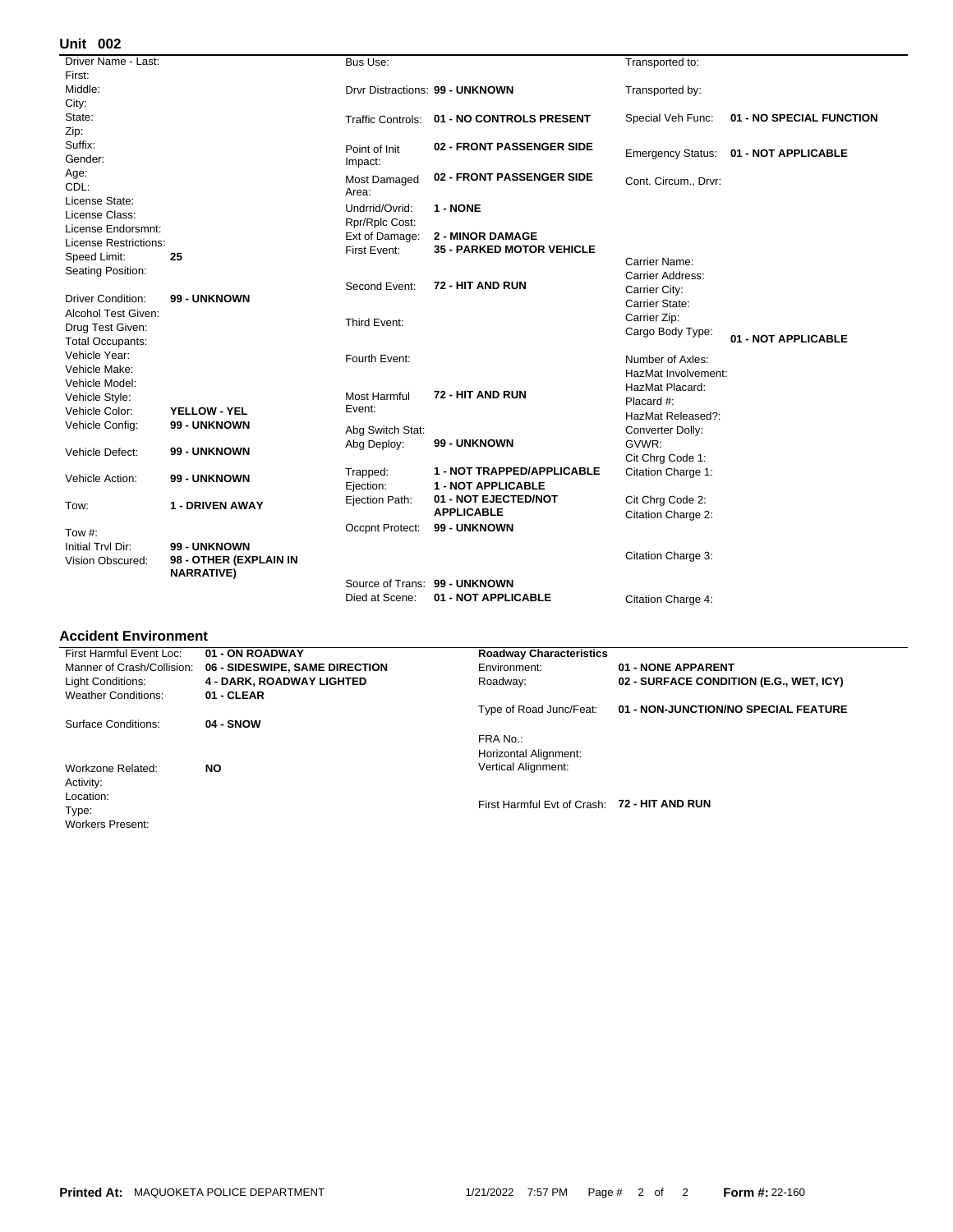## Unit 002

| | | | | | |
|---|---|---|---|---|---|
| Driver Name - Last: | | Bus Use: | | Transported to: | |
| First: | | | | | |
| Middle: | | Drvr Distractions: | 99 - UNKNOWN | Transported by: | |
| City: | | | | | |
| State: | | Traffic Controls: | 01 - NO CONTROLS PRESENT | Special Veh Func: | 01 - NO SPECIAL FUNCTION |
| Zip: | | | | | |
| Suffix: | | Point of Init Impact: | 02 - FRONT PASSENGER SIDE | Emergency Status: | 01 - NOT APPLICABLE |
| Gender: | | | | | |
| Age: | | Most Damaged Area: | 02 - FRONT PASSENGER SIDE | Cont. Circum., Drvr: | |
| CDL: | | | | | |
| License State: | | Undrrid/Ovrid: | 1 - NONE | | |
| License Class: | | Rpr/Rplc Cost: | | | |
| License Endorsmnt: | | Ext of Damage: | 2 - MINOR DAMAGE | | |
| License Restrictions: | | First Event: | 35 - PARKED MOTOR VEHICLE | Carrier Name: | |
| Speed Limit: | 25 | | | Carrier Address: | |
| Seating Position: | | Second Event: | 72 - HIT AND RUN | Carrier City: | |
| Driver Condition: | 99 - UNKNOWN | | | Carrier State: | |
| Alcohol Test Given: | | Third Event: | | Carrier Zip: | |
| Drug Test Given: | | | | Cargo Body Type: | 01 - NOT APPLICABLE |
| Total Occupants: | | | | | |
| Vehicle Year: | | Fourth Event: | | Number of Axles: | |
| Vehicle Make: | | | | HazMat Involvement: | |
| Vehicle Model: | | | | HazMat Placard: | |
| Vehicle Style: | | Most Harmful Event: | 72 - HIT AND RUN | Placard #: | |
| Vehicle Color: | YELLOW - YEL | | | HazMat Released?: | |
| Vehicle Config: | 99 - UNKNOWN | Abg Switch Stat: | | Converter Dolly: | |
| Vehicle Defect: | 99 - UNKNOWN | Abg Deploy: | 99 - UNKNOWN | GVWR: | |
| | | | | Cit Chrg Code 1: | |
| Vehicle Action: | 99 - UNKNOWN | Trapped: | 1 - NOT TRAPPED/APPLICABLE | Citation Charge 1: | |
| | | Ejection: | 1 - NOT APPLICABLE | | |
| Tow: | 1 - DRIVEN AWAY | Ejection Path: | 01 - NOT EJECTED/NOT APPLICABLE | Cit Chrg Code 2: | |
| | | | | Citation Charge 2: | |
| Tow #: | | Occpnt Protect: | 99 - UNKNOWN | | |
| Initial Trvl Dir: | 99 - UNKNOWN | | | | |
| Vision Obscured: | 98 - OTHER (EXPLAIN IN NARRATIVE) | | | Citation Charge 3: | |
| | | Source of Trans: | 99 - UNKNOWN | | |
| | | Died at Scene: | 01 - NOT APPLICABLE | Citation Charge 4: | |

## Accident Environment

| | | | |
|---|---|---|---|
| First Harmful Event Loc: | 01 - ON ROADWAY | **Roadway Characteristics** | |
| Manner of Crash/Collision: | 06 - SIDESWIPE, SAME DIRECTION | Environment: | 01 - NONE APPARENT |
| Light Conditions: | 4 - DARK, ROADWAY LIGHTED | Roadway: | 02 - SURFACE CONDITION (E.G., WET, ICY) |
| Weather Conditions: | 01 - CLEAR | | |
| | | Type of Road Junc/Feat: | 01 - NON-JUNCTION/NO SPECIAL FEATURE |
| Surface Conditions: | 04 - SNOW | | |
| | | FRA No.: | |
| | | Horizontal Alignment: | |
| Workzone Related: | NO | Vertical Alignment: | |
| Activity: | | | |
| Location: | | First Harmful Evt of Crash: | 72 - HIT AND RUN |
| Type: | | | |
| Workers Present: | | | |

Printed At: MAQUOKETA POLICE DEPARTMENT 1/21/2022 7:57 PM Form #: 22-160